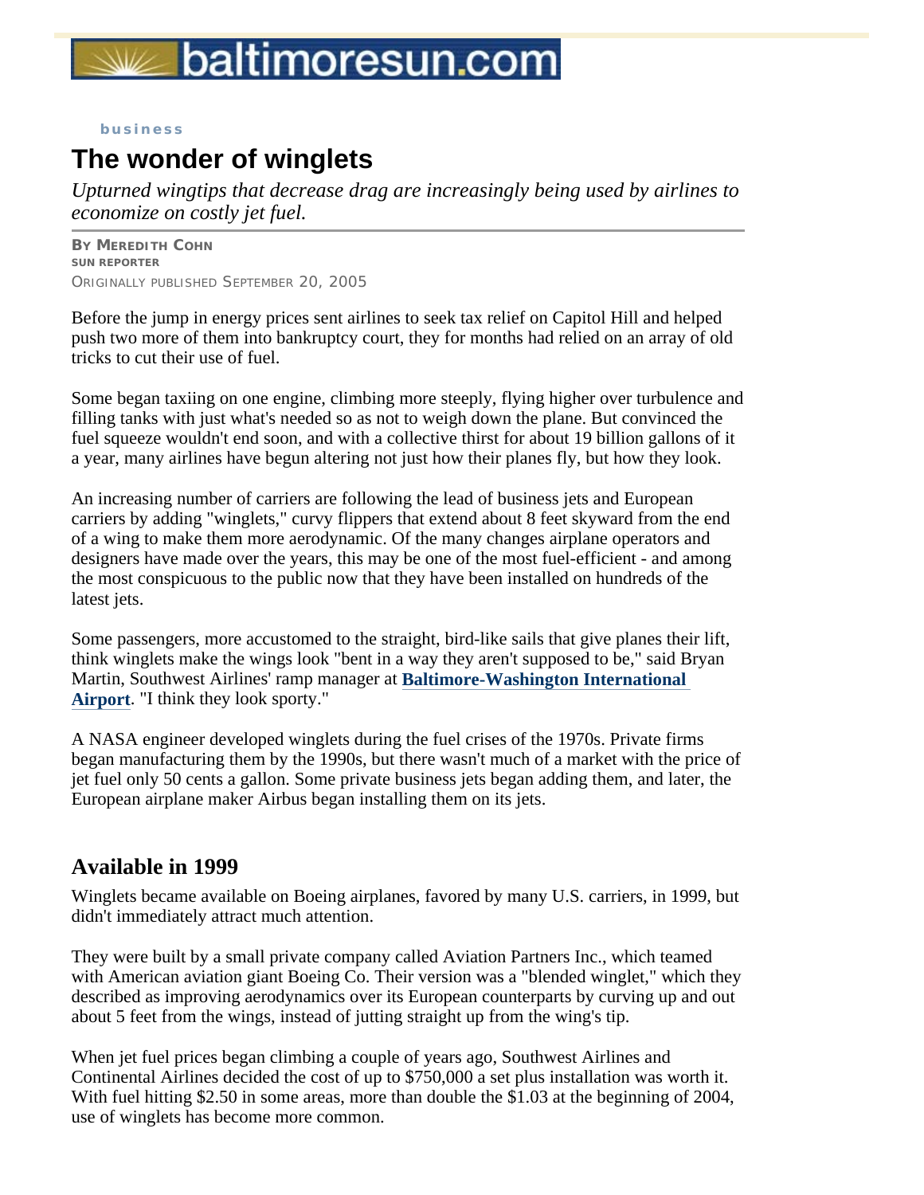baltimoresun.com

**business**

# The wonder of winglets

*Upturned wingtips that decrease drag are increasingly being used by airlines to economize on costly jet fuel.*

**By Meredith Cohn**
**SUN REPORTER**
Originally published September 20, 2005

Before the jump in energy prices sent airlines to seek tax relief on Capitol Hill and helped push two more of them into bankruptcy court, they for months had relied on an array of old tricks to cut their use of fuel.

Some began taxiing on one engine, climbing more steeply, flying higher over turbulence and filling tanks with just what's needed so as not to weigh down the plane. But convinced the fuel squeeze wouldn't end soon, and with a collective thirst for about 19 billion gallons of it a year, many airlines have begun altering not just how their planes fly, but how they look.

An increasing number of carriers are following the lead of business jets and European carriers by adding "winglets," curvy flippers that extend about 8 feet skyward from the end of a wing to make them more aerodynamic. Of the many changes airplane operators and designers have made over the years, this may be one of the most fuel-efficient - and among the most conspicuous to the public now that they have been installed on hundreds of the latest jets.

Some passengers, more accustomed to the straight, bird-like sails that give planes their lift, think winglets make the wings look "bent in a way they aren't supposed to be," said Bryan Martin, Southwest Airlines' ramp manager at **Baltimore-Washington International Airport**. "I think they look sporty."

A NASA engineer developed winglets during the fuel crises of the 1970s. Private firms began manufacturing them by the 1990s, but there wasn't much of a market with the price of jet fuel only 50 cents a gallon. Some private business jets began adding them, and later, the European airplane maker Airbus began installing them on its jets.

## Available in 1999

Winglets became available on Boeing airplanes, favored by many U.S. carriers, in 1999, but didn't immediately attract much attention.

They were built by a small private company called Aviation Partners Inc., which teamed with American aviation giant Boeing Co. Their version was a "blended winglet," which they described as improving aerodynamics over its European counterparts by curving up and out about 5 feet from the wings, instead of jutting straight up from the wing's tip.

When jet fuel prices began climbing a couple of years ago, Southwest Airlines and Continental Airlines decided the cost of up to $750,000 a set plus installation was worth it. With fuel hitting $2.50 in some areas, more than double the $1.03 at the beginning of 2004, use of winglets has become more common.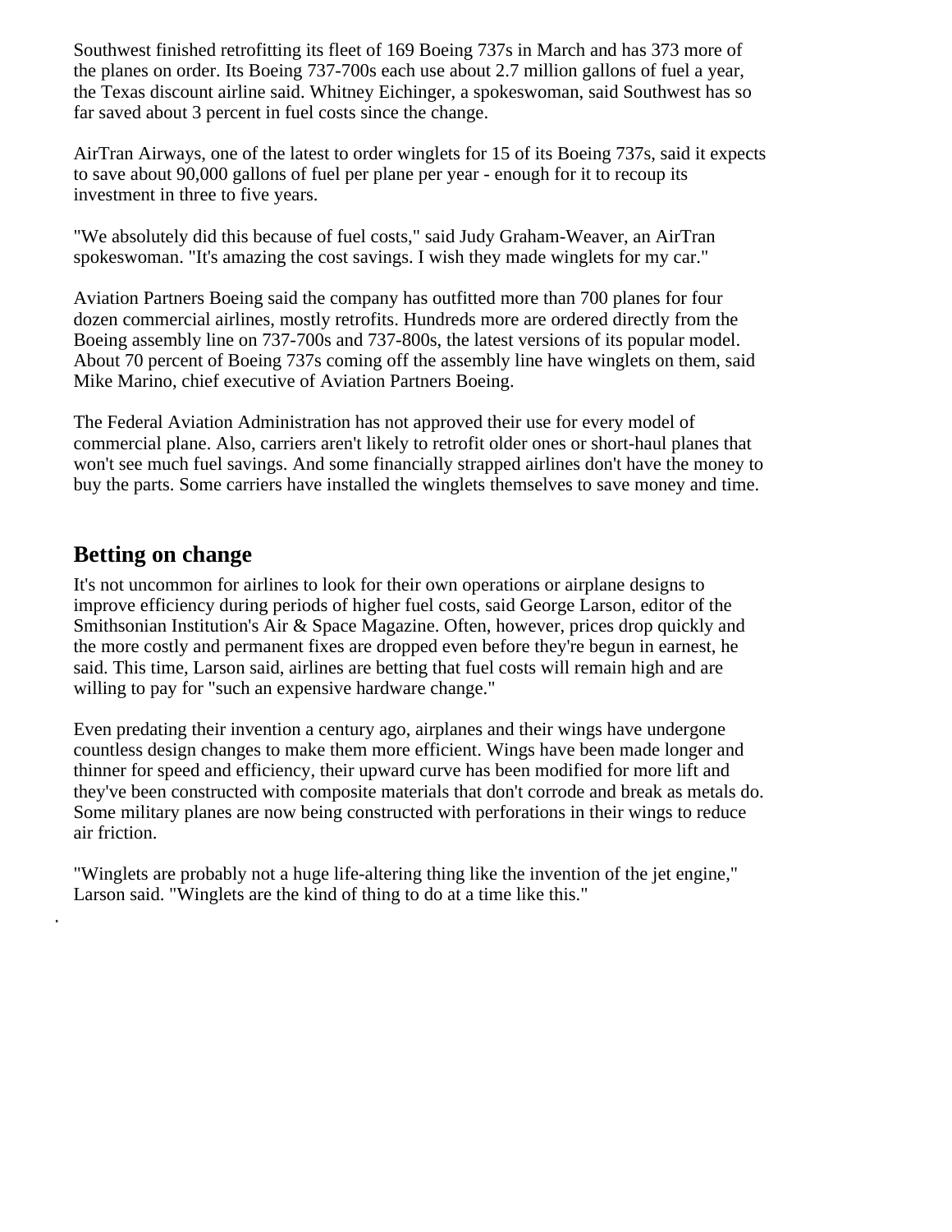Southwest finished retrofitting its fleet of 169 Boeing 737s in March and has 373 more of the planes on order. Its Boeing 737-700s each use about 2.7 million gallons of fuel a year, the Texas discount airline said. Whitney Eichinger, a spokeswoman, said Southwest has so far saved about 3 percent in fuel costs since the change.

AirTran Airways, one of the latest to order winglets for 15 of its Boeing 737s, said it expects to save about 90,000 gallons of fuel per plane per year - enough for it to recoup its investment in three to five years.

"We absolutely did this because of fuel costs," said Judy Graham-Weaver, an AirTran spokeswoman. "It's amazing the cost savings. I wish they made winglets for my car."

Aviation Partners Boeing said the company has outfitted more than 700 planes for four dozen commercial airlines, mostly retrofits. Hundreds more are ordered directly from the Boeing assembly line on 737-700s and 737-800s, the latest versions of its popular model. About 70 percent of Boeing 737s coming off the assembly line have winglets on them, said Mike Marino, chief executive of Aviation Partners Boeing.

The Federal Aviation Administration has not approved their use for every model of commercial plane. Also, carriers aren't likely to retrofit older ones or short-haul planes that won't see much fuel savings. And some financially strapped airlines don't have the money to buy the parts. Some carriers have installed the winglets themselves to save money and time.

## Betting on change

It's not uncommon for airlines to look for their own operations or airplane designs to improve efficiency during periods of higher fuel costs, said George Larson, editor of the Smithsonian Institution's Air & Space Magazine. Often, however, prices drop quickly and the more costly and permanent fixes are dropped even before they're begun in earnest, he said. This time, Larson said, airlines are betting that fuel costs will remain high and are willing to pay for "such an expensive hardware change."

Even predating their invention a century ago, airplanes and their wings have undergone countless design changes to make them more efficient. Wings have been made longer and thinner for speed and efficiency, their upward curve has been modified for more lift and they've been constructed with composite materials that don't corrode and break as metals do. Some military planes are now being constructed with perforations in their wings to reduce air friction.

"Winglets are probably not a huge life-altering thing like the invention of the jet engine," Larson said. "Winglets are the kind of thing to do at a time like this."